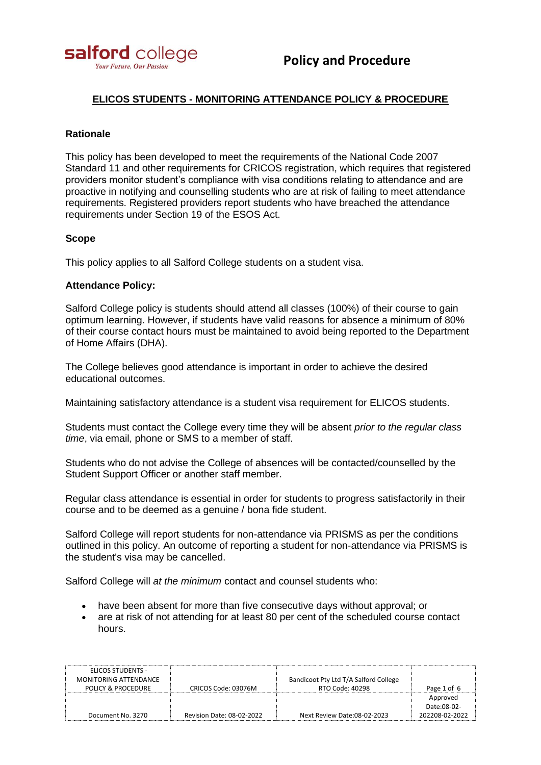# ELICOS STUDENTS - MONITORING ATTENDANCE POLICY & PROCEDURE

## Rationale

This policy has been developed to meet the requirements of the National Code 2007 Standard 11 and other requirements for CRICOS registration, which requires that registered providers monitor student's compliance with visa conditions relating to attendance and are proactive in notifying and counselling students who are at risk of failing to meet attendance requirements. Registered providers report students who have breached the attendance requirements under Section 19 of the ESOS Act.

## Scope

This policy applies to all Salford College students on a student visa.

## Attendance Policy:

Salford College policy is students should attend all classes (100%) of their course to gain optimum learning. However, if students have valid reasons for absence a minimum of 80% of their course contact hours must be maintained to avoid being reported to the Department of Home Affairs (DHA).

The College believes good attendance is important in order to achieve the desired educational outcomes.

Maintaining satisfactory attendance is a student visa requirement for ELICOS students.

Students must contact the College every time they will be absent *prior to the regular class time*, via email, phone or SMS to a member of staff.

Students who do not advise the College of absences will be contacted/counselled by the Student Support Officer or another staff member.

Regular class attendance is essential in order for students to progress satisfactorily in their course and to be deemed as a genuine / bona fide student.

Salford College will report students for non-attendance via PRISMS as per the conditions outlined in this policy. An outcome of reporting a student for non-attendance via PRISMS is the student's visa may be cancelled.

Salford College will *at the minimum* contact and counsel students who:

- have been absent for more than five consecutive days without approval; or
- are at risk of not attending for at least 80 per cent of the scheduled course contact hours.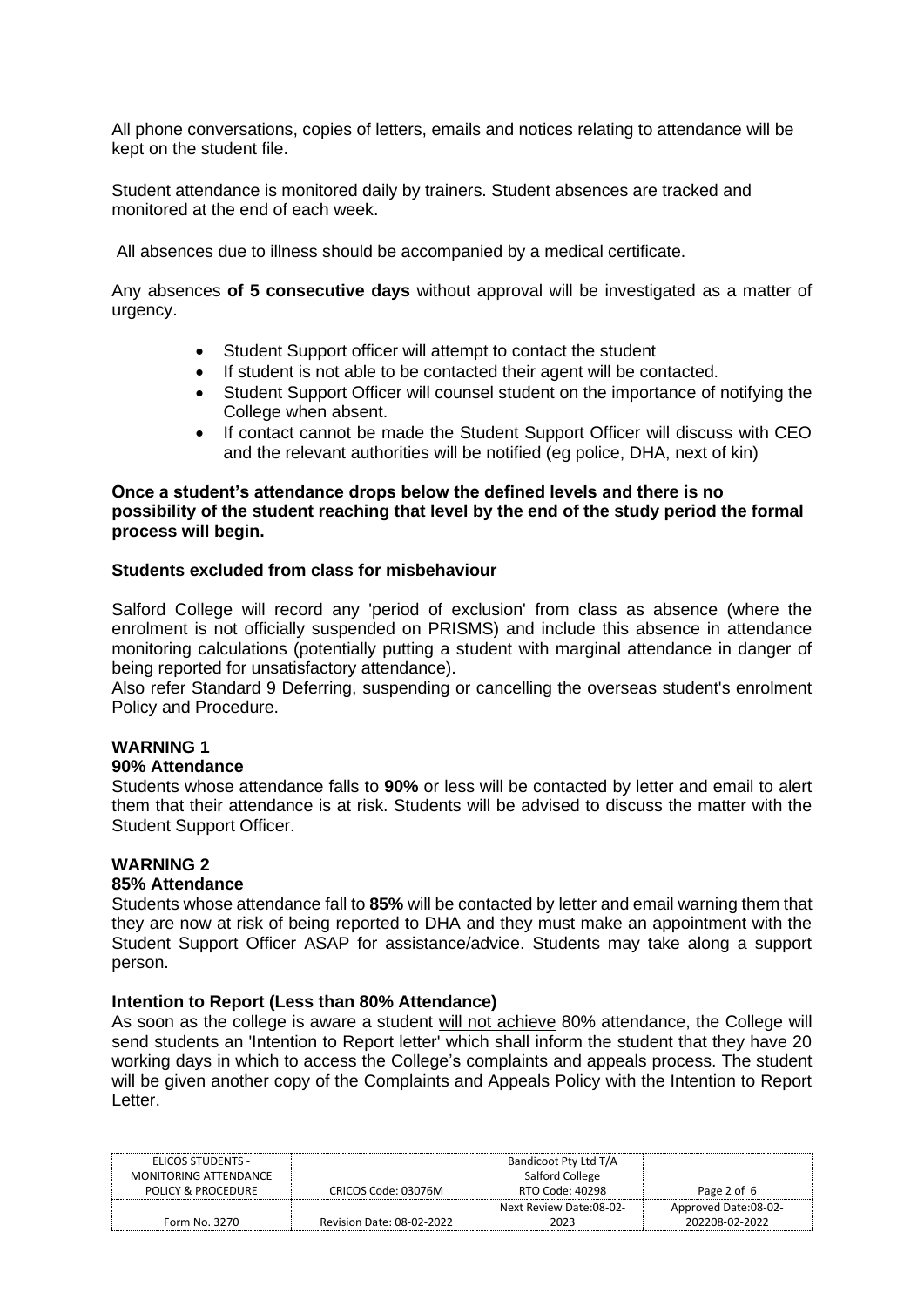All phone conversations, copies of letters, emails and notices relating to attendance will be kept on the student file.

Student attendance is monitored daily by trainers. Student absences are tracked and monitored at the end of each week.

All absences due to illness should be accompanied by a medical certificate.

Any absences **of 5 consecutive days** without approval will be investigated as a matter of urgency.

- Student Support officer will attempt to contact the student
- If student is not able to be contacted their agent will be contacted.
- Student Support Officer will counsel student on the importance of notifying the College when absent.
- If contact cannot be made the Student Support Officer will discuss with CEO and the relevant authorities will be notified (eg police, DHA, next of kin)

**Once a student's attendance drops below the defined levels and there is no possibility of the student reaching that level by the end of the study period the formal process will begin.**

**Students excluded from class for misbehaviour**

Salford College will record any 'period of exclusion' from class as absence (where the enrolment is not officially suspended on PRISMS) and include this absence in attendance monitoring calculations (potentially putting a student with marginal attendance in danger of being reported for unsatisfactory attendance).
Also refer Standard 9 Deferring, suspending or cancelling the overseas student's enrolment Policy and Procedure.

**WARNING 1**

**90% Attendance**

Students whose attendance falls to **90%** or less will be contacted by letter and email to alert them that their attendance is at risk. Students will be advised to discuss the matter with the Student Support Officer.

**WARNING 2**

**85% Attendance**

Students whose attendance fall to **85%** will be contacted by letter and email warning them that they are now at risk of being reported to DHA and they must make an appointment with the Student Support Officer ASAP for assistance/advice. Students may take along a support person.

**Intention to Report (Less than 80% Attendance)**

As soon as the college is aware a student <u>will not achieve</u> 80% attendance, the College will send students an 'Intention to Report letter' which shall inform the student that they have 20 working days in which to access the College's complaints and appeals process. The student will be given another copy of the Complaints and Appeals Policy with the Intention to Report Letter.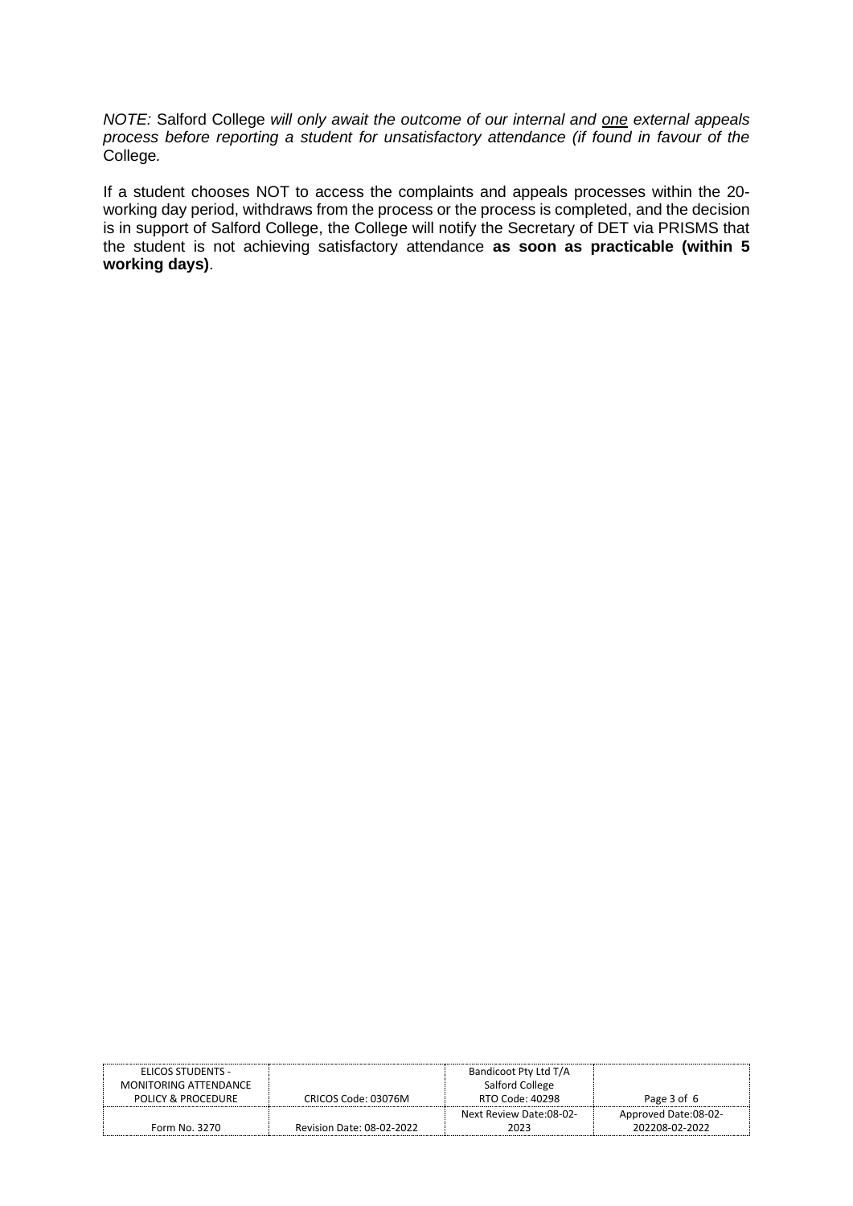*NOTE:* Salford College *will only await the outcome of our internal and <u>one</u> external appeals process before reporting a student for unsatisfactory attendance (if found in favour of the* College*.*

If a student chooses NOT to access the complaints and appeals processes within the 20-working day period, withdraws from the process or the process is completed, and the decision is in support of Salford College, the College will notify the Secretary of DET via PRISMS that the student is not achieving satisfactory attendance **as soon as practicable (within 5 working days)**.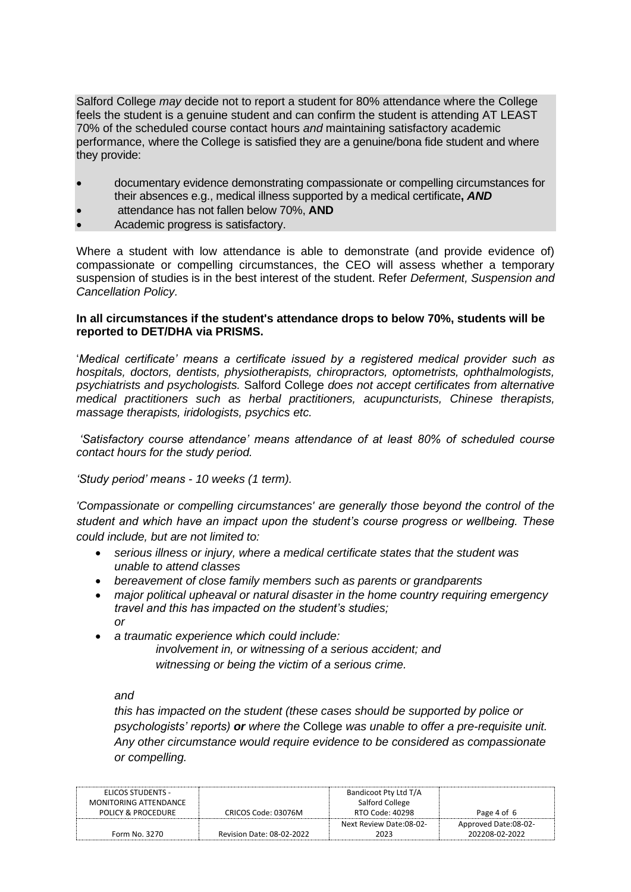Salford College *may* decide not to report a student for 80% attendance where the College feels the student is a genuine student and can confirm the student is attending AT LEAST 70% of the scheduled course contact hours *and* maintaining satisfactory academic performance, where the College is satisfied they are a genuine/bona fide student and where they provide:

- documentary evidence demonstrating compassionate or compelling circumstances for their absences e.g., medical illness supported by a medical certificate***, AND***
- attendance has not fallen below 70%, **AND**
- Academic progress is satisfactory.

Where a student with low attendance is able to demonstrate (and provide evidence of) compassionate or compelling circumstances, the CEO will assess whether a temporary suspension of studies is in the best interest of the student. Refer *Deferment, Suspension and Cancellation Policy.*

**In all circumstances if the student's attendance drops to below 70%, students will be reported to DET/DHA via PRISMS.**

'*Medical certificate' means a certificate issued by a registered medical provider such as hospitals, doctors, dentists, physiotherapists, chiropractors, optometrists, ophthalmologists, psychiatrists and psychologists.* Salford College *does not accept certificates from alternative medical practitioners such as herbal practitioners, acupuncturists, Chinese therapists, massage therapists, iridologists, psychics etc.*

*'Satisfactory course attendance' means attendance of at least 80% of scheduled course contact hours for the study period.*

*'Study period' means - 10 weeks (1 term).*

*'Compassionate or compelling circumstances' are generally those beyond the control of the student and which have an impact upon the student's course progress or wellbeing. These could include, but are not limited to:*

- *serious illness or injury, where a medical certificate states that the student was unable to attend classes*
- *bereavement of close family members such as parents or grandparents*
- *major political upheaval or natural disaster in the home country requiring emergency travel and this has impacted on the student's studies;*
  *or*
- *a traumatic experience which could include:*
  - *involvement in, or witnessing of a serious accident; and*
  - *witnessing or being the victim of a serious crime.*

  *and*

  *this has impacted on the student (these cases should be supported by police or psychologists' reports)* ***or*** *where the* College *was unable to offer a pre-requisite unit. Any other circumstance would require evidence to be considered as compassionate or compelling.*

| ELICOS STUDENTS - MONITORING ATTENDANCE POLICY & PROCEDURE | CRICOS Code: 03076M | Bandicoot Pty Ltd T/A Salford College RTO Code: 40298 | |
|---|---|---|---|
| Form No. 3270 | Revision Date: 08-02-2022 | Next Review Date:08-02-2023 | Approved Date:08-02-202208-02-2022 |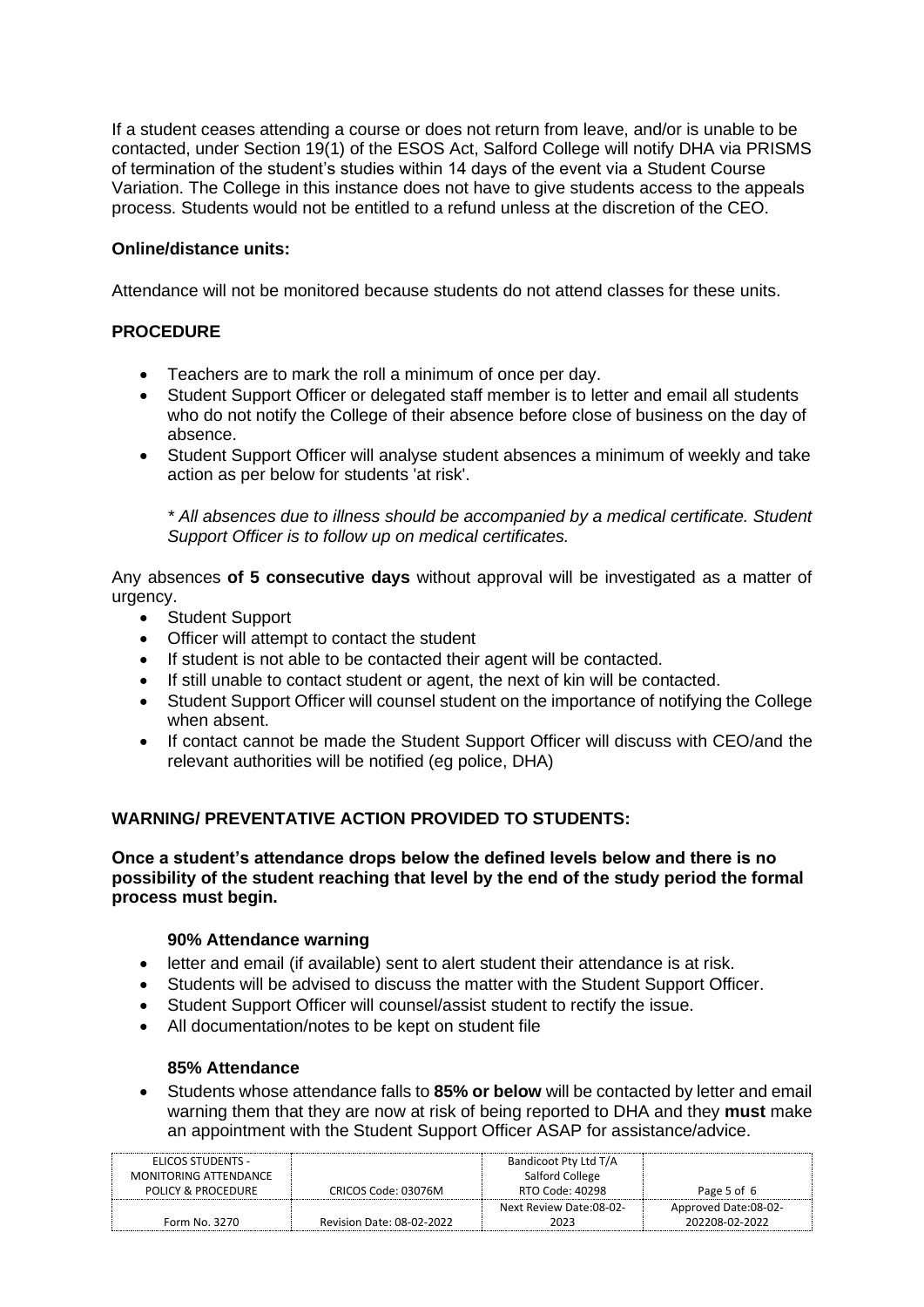If a student ceases attending a course or does not return from leave, and/or is unable to be contacted, under Section 19(1) of the ESOS Act, Salford College will notify DHA via PRISMS of termination of the student's studies within 14 days of the event via a Student Course Variation. The College in this instance does not have to give students access to the appeals process. Students would not be entitled to a refund unless at the discretion of the CEO.

**Online/distance units:**

Attendance will not be monitored because students do not attend classes for these units.

## PROCEDURE

- Teachers are to mark the roll a minimum of once per day.
- Student Support Officer or delegated staff member is to letter and email all students who do not notify the College of their absence before close of business on the day of absence.
- Student Support Officer will analyse student absences a minimum of weekly and take action as per below for students 'at risk'.

  *\* All absences due to illness should be accompanied by a medical certificate. Student Support Officer is to follow up on medical certificates.*

Any absences **of 5 consecutive days** without approval will be investigated as a matter of urgency.

- Student Support
- Officer will attempt to contact the student
- If student is not able to be contacted their agent will be contacted.
- If still unable to contact student or agent, the next of kin will be contacted.
- Student Support Officer will counsel student on the importance of notifying the College when absent.
- If contact cannot be made the Student Support Officer will discuss with CEO/and the relevant authorities will be notified (eg police, DHA)

## WARNING/ PREVENTATIVE ACTION PROVIDED TO STUDENTS:

**Once a student's attendance drops below the defined levels below and there is no possibility of the student reaching that level by the end of the study period the formal process must begin.**

### 90% Attendance warning

- letter and email (if available) sent to alert student their attendance is at risk.
- Students will be advised to discuss the matter with the Student Support Officer.
- Student Support Officer will counsel/assist student to rectify the issue.
- All documentation/notes to be kept on student file

### 85% Attendance

- Students whose attendance falls to **85% or below** will be contacted by letter and email warning them that they are now at risk of being reported to DHA and they **must** make an appointment with the Student Support Officer ASAP for assistance/advice.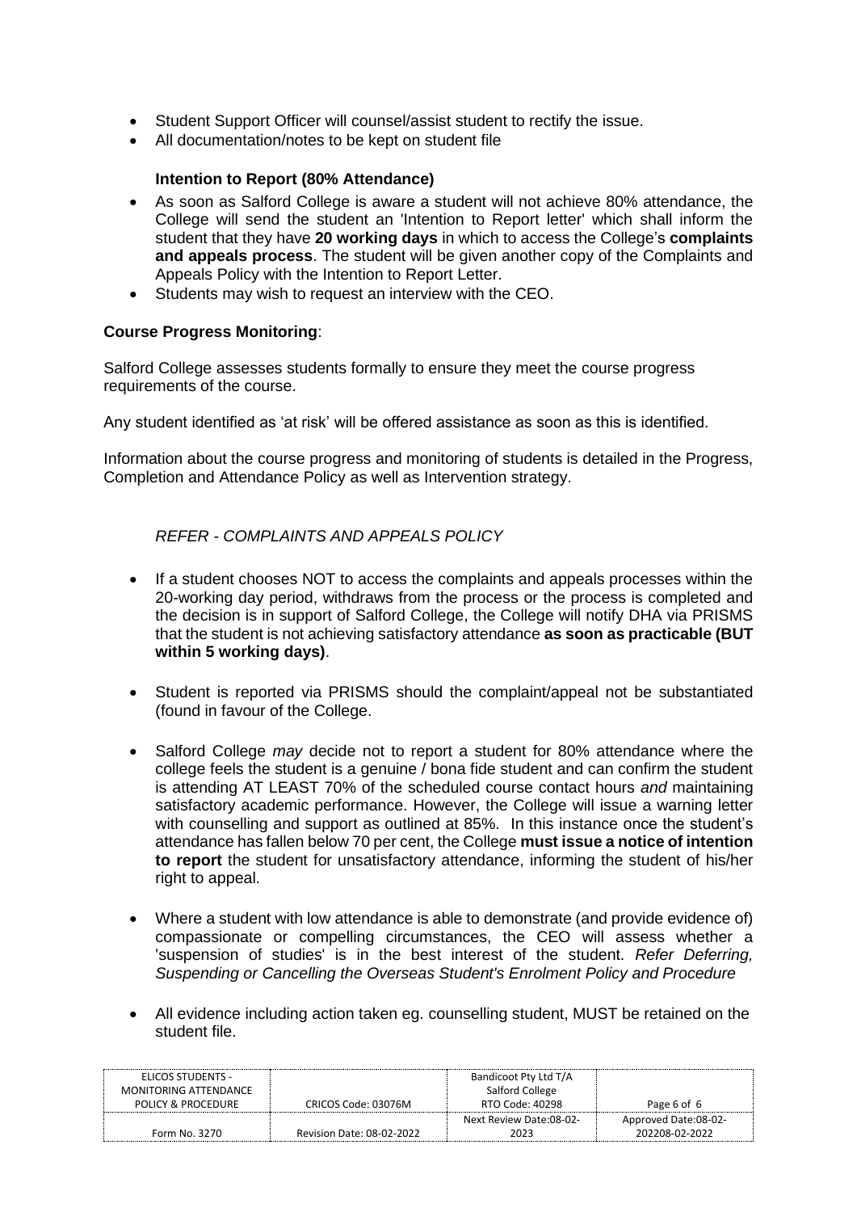- Student Support Officer will counsel/assist student to rectify the issue.
- All documentation/notes to be kept on student file

**Intention to Report (80% Attendance)**

- As soon as Salford College is aware a student will not achieve 80% attendance, the College will send the student an 'Intention to Report letter' which shall inform the student that they have **20 working days** in which to access the College's **complaints and appeals process**. The student will be given another copy of the Complaints and Appeals Policy with the Intention to Report Letter.
- Students may wish to request an interview with the CEO.

**Course Progress Monitoring**:

Salford College assesses students formally to ensure they meet the course progress requirements of the course.

Any student identified as 'at risk' will be offered assistance as soon as this is identified.

Information about the course progress and monitoring of students is detailed in the Progress, Completion and Attendance Policy as well as Intervention strategy.

*REFER - COMPLAINTS AND APPEALS POLICY*

- If a student chooses NOT to access the complaints and appeals processes within the 20-working day period, withdraws from the process or the process is completed and the decision is in support of Salford College, the College will notify DHA via PRISMS that the student is not achieving satisfactory attendance **as soon as practicable (BUT within 5 working days)**.

- Student is reported via PRISMS should the complaint/appeal not be substantiated (found in favour of the College.

- Salford College *may* decide not to report a student for 80% attendance where the college feels the student is a genuine / bona fide student and can confirm the student is attending AT LEAST 70% of the scheduled course contact hours *and* maintaining satisfactory academic performance. However, the College will issue a warning letter with counselling and support as outlined at 85%. In this instance once the student's attendance has fallen below 70 per cent, the College **must issue a notice of intention to report** the student for unsatisfactory attendance, informing the student of his/her right to appeal.

- Where a student with low attendance is able to demonstrate (and provide evidence of) compassionate or compelling circumstances, the CEO will assess whether a 'suspension of studies' is in the best interest of the student. *Refer Deferring, Suspending or Cancelling the Overseas Student's Enrolment Policy and Procedure*

- All evidence including action taken eg. counselling student, MUST be retained on the student file.